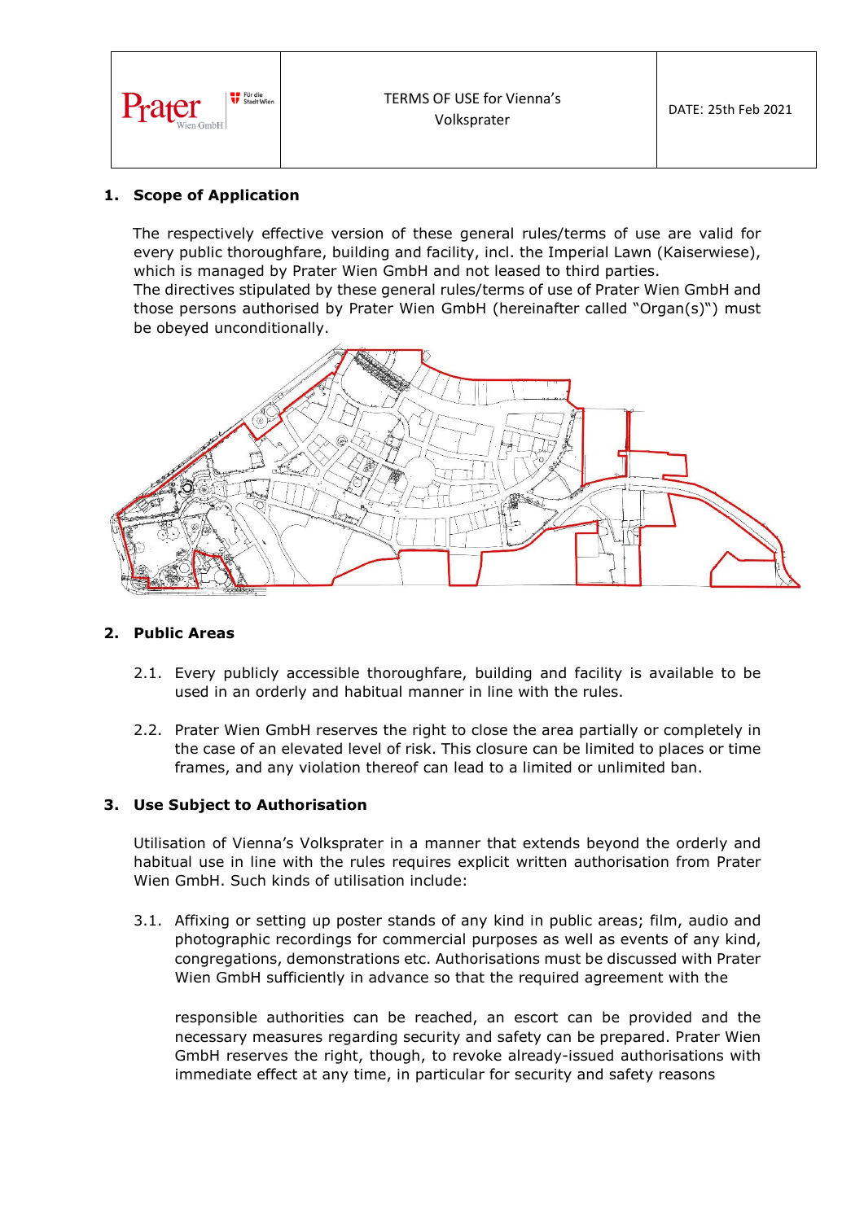| Prater Wien GmbH | TERMS OF USE for Vienna's Volksprater | DATE: 25th Feb 2021 |
|---|---|---|

## 1. Scope of Application

The respectively effective version of these general rules/terms of use are valid for every public thoroughfare, building and facility, incl. the Imperial Lawn (Kaiserwiese), which is managed by Prater Wien GmbH and not leased to third parties.
The directives stipulated by these general rules/terms of use of Prater Wien GmbH and those persons authorised by Prater Wien GmbH (hereinafter called "Organ(s)") must be obeyed unconditionally.

## 2. Public Areas

2.1. Every publicly accessible thoroughfare, building and facility is available to be used in an orderly and habitual manner in line with the rules.

2.2. Prater Wien GmbH reserves the right to close the area partially or completely in the case of an elevated level of risk. This closure can be limited to places or time frames, and any violation thereof can lead to a limited or unlimited ban.

## 3. Use Subject to Authorisation

Utilisation of Vienna's Volksprater in a manner that extends beyond the orderly and habitual use in line with the rules requires explicit written authorisation from Prater Wien GmbH. Such kinds of utilisation include:

3.1. Affixing or setting up poster stands of any kind in public areas; film, audio and photographic recordings for commercial purposes as well as events of any kind, congregations, demonstrations etc. Authorisations must be discussed with Prater Wien GmbH sufficiently in advance so that the required agreement with the responsible authorities can be reached, an escort can be provided and the necessary measures regarding security and safety can be prepared. Prater Wien GmbH reserves the right, though, to revoke already-issued authorisations with immediate effect at any time, in particular for security and safety reasons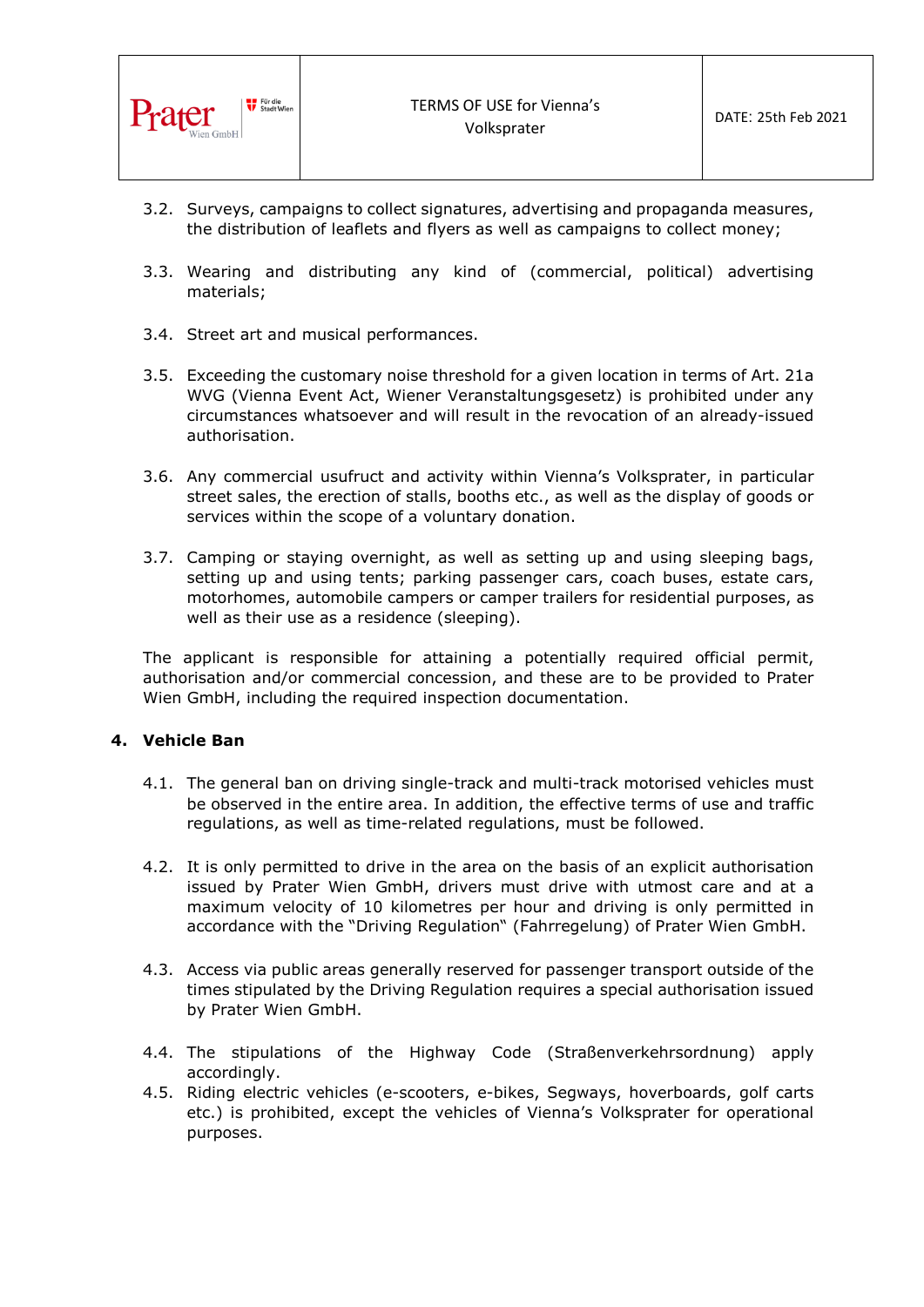3.2. Surveys, campaigns to collect signatures, advertising and propaganda measures, the distribution of leaflets and flyers as well as campaigns to collect money;

3.3. Wearing and distributing any kind of (commercial, political) advertising materials;

3.4. Street art and musical performances.

3.5. Exceeding the customary noise threshold for a given location in terms of Art. 21a WVG (Vienna Event Act, Wiener Veranstaltungsgesetz) is prohibited under any circumstances whatsoever and will result in the revocation of an already-issued authorisation.

3.6. Any commercial usufruct and activity within Vienna's Volksprater, in particular street sales, the erection of stalls, booths etc., as well as the display of goods or services within the scope of a voluntary donation.

3.7. Camping or staying overnight, as well as setting up and using sleeping bags, setting up and using tents; parking passenger cars, coach buses, estate cars, motorhomes, automobile campers or camper trailers for residential purposes, as well as their use as a residence (sleeping).

The applicant is responsible for attaining a potentially required official permit, authorisation and/or commercial concession, and these are to be provided to Prater Wien GmbH, including the required inspection documentation.

## 4. Vehicle Ban

4.1. The general ban on driving single-track and multi-track motorised vehicles must be observed in the entire area. In addition, the effective terms of use and traffic regulations, as well as time-related regulations, must be followed.

4.2. It is only permitted to drive in the area on the basis of an explicit authorisation issued by Prater Wien GmbH, drivers must drive with utmost care and at a maximum velocity of 10 kilometres per hour and driving is only permitted in accordance with the "Driving Regulation" (Fahrregelung) of Prater Wien GmbH.

4.3. Access via public areas generally reserved for passenger transport outside of the times stipulated by the Driving Regulation requires a special authorisation issued by Prater Wien GmbH.

4.4. The stipulations of the Highway Code (Straßenverkehrsordnung) apply accordingly.

4.5. Riding electric vehicles (e-scooters, e-bikes, Segways, hoverboards, golf carts etc.) is prohibited, except the vehicles of Vienna's Volksprater for operational purposes.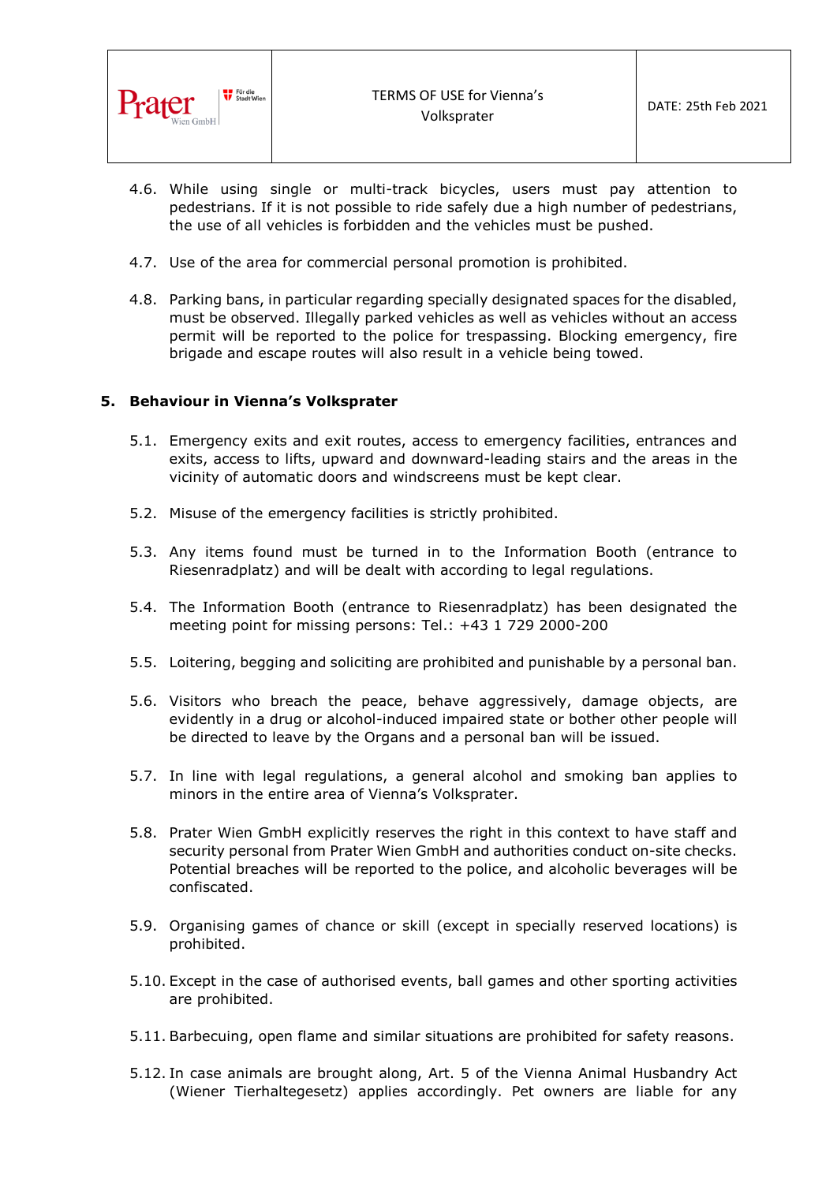4.6. While using single or multi-track bicycles, users must pay attention to pedestrians. If it is not possible to ride safely due a high number of pedestrians, the use of all vehicles is forbidden and the vehicles must be pushed.

4.7. Use of the area for commercial personal promotion is prohibited.

4.8. Parking bans, in particular regarding specially designated spaces for the disabled, must be observed. Illegally parked vehicles as well as vehicles without an access permit will be reported to the police for trespassing. Blocking emergency, fire brigade and escape routes will also result in a vehicle being towed.

## 5. Behaviour in Vienna's Volksprater

5.1. Emergency exits and exit routes, access to emergency facilities, entrances and exits, access to lifts, upward and downward-leading stairs and the areas in the vicinity of automatic doors and windscreens must be kept clear.

5.2. Misuse of the emergency facilities is strictly prohibited.

5.3. Any items found must be turned in to the Information Booth (entrance to Riesenradplatz) and will be dealt with according to legal regulations.

5.4. The Information Booth (entrance to Riesenradplatz) has been designated the meeting point for missing persons: Tel.: +43 1 729 2000-200

5.5. Loitering, begging and soliciting are prohibited and punishable by a personal ban.

5.6. Visitors who breach the peace, behave aggressively, damage objects, are evidently in a drug or alcohol-induced impaired state or bother other people will be directed to leave by the Organs and a personal ban will be issued.

5.7. In line with legal regulations, a general alcohol and smoking ban applies to minors in the entire area of Vienna's Volksprater.

5.8. Prater Wien GmbH explicitly reserves the right in this context to have staff and security personal from Prater Wien GmbH and authorities conduct on-site checks. Potential breaches will be reported to the police, and alcoholic beverages will be confiscated.

5.9. Organising games of chance or skill (except in specially reserved locations) is prohibited.

5.10. Except in the case of authorised events, ball games and other sporting activities are prohibited.

5.11. Barbecuing, open flame and similar situations are prohibited for safety reasons.

5.12. In case animals are brought along, Art. 5 of the Vienna Animal Husbandry Act (Wiener Tierhaltegesetz) applies accordingly. Pet owners are liable for any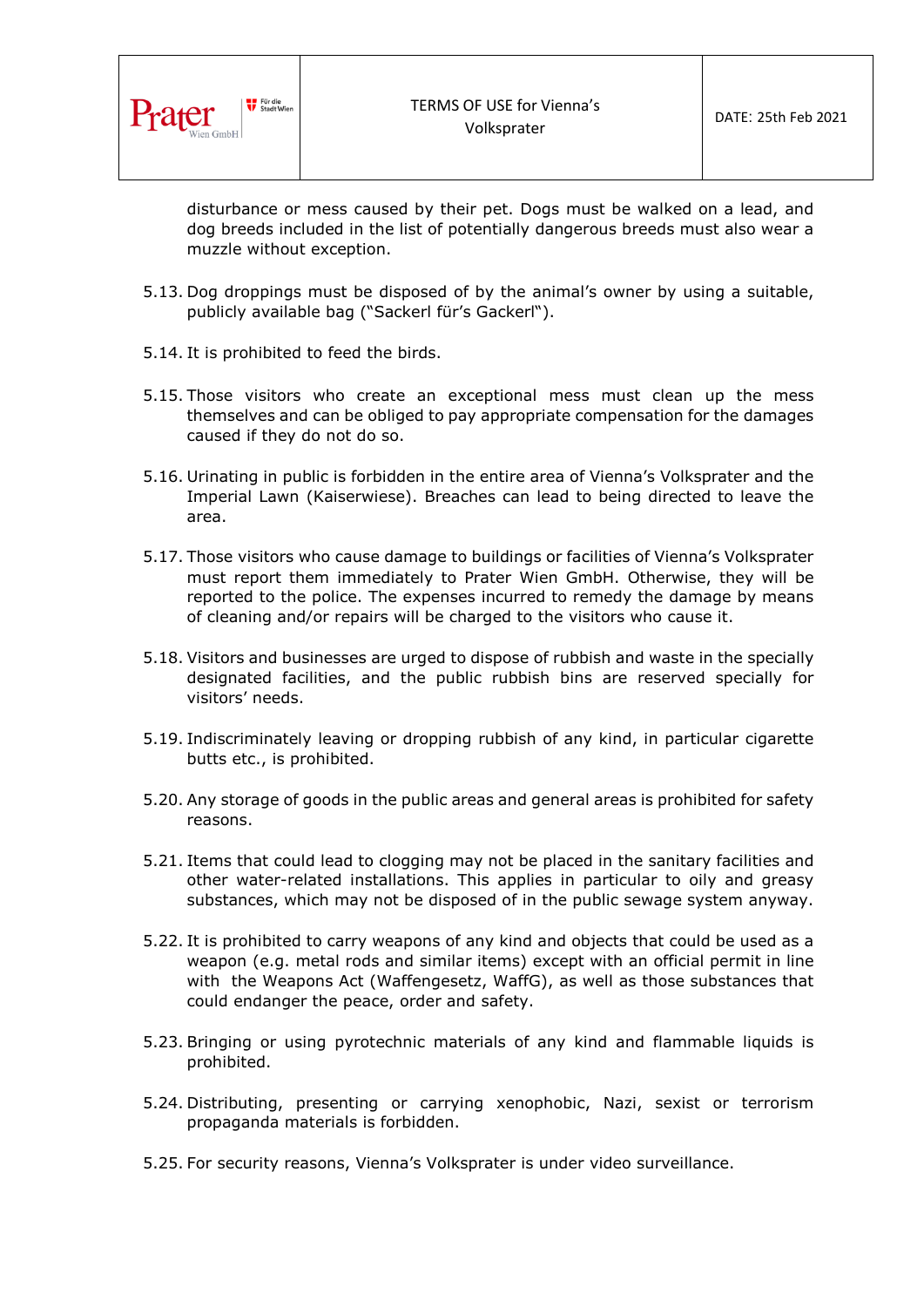disturbance or mess caused by their pet. Dogs must be walked on a lead, and dog breeds included in the list of potentially dangerous breeds must also wear a muzzle without exception.

5.13. Dog droppings must be disposed of by the animal's owner by using a suitable, publicly available bag ("Sackerl für's Gackerl").

5.14. It is prohibited to feed the birds.

5.15. Those visitors who create an exceptional mess must clean up the mess themselves and can be obliged to pay appropriate compensation for the damages caused if they do not do so.

5.16. Urinating in public is forbidden in the entire area of Vienna's Volksprater and the Imperial Lawn (Kaiserwiese). Breaches can lead to being directed to leave the area.

5.17. Those visitors who cause damage to buildings or facilities of Vienna's Volksprater must report them immediately to Prater Wien GmbH. Otherwise, they will be reported to the police. The expenses incurred to remedy the damage by means of cleaning and/or repairs will be charged to the visitors who cause it.

5.18. Visitors and businesses are urged to dispose of rubbish and waste in the specially designated facilities, and the public rubbish bins are reserved specially for visitors' needs.

5.19. Indiscriminately leaving or dropping rubbish of any kind, in particular cigarette butts etc., is prohibited.

5.20. Any storage of goods in the public areas and general areas is prohibited for safety reasons.

5.21. Items that could lead to clogging may not be placed in the sanitary facilities and other water-related installations. This applies in particular to oily and greasy substances, which may not be disposed of in the public sewage system anyway.

5.22. It is prohibited to carry weapons of any kind and objects that could be used as a weapon (e.g. metal rods and similar items) except with an official permit in line with the Weapons Act (Waffengesetz, WaffG), as well as those substances that could endanger the peace, order and safety.

5.23. Bringing or using pyrotechnic materials of any kind and flammable liquids is prohibited.

5.24. Distributing, presenting or carrying xenophobic, Nazi, sexist or terrorism propaganda materials is forbidden.

5.25. For security reasons, Vienna's Volksprater is under video surveillance.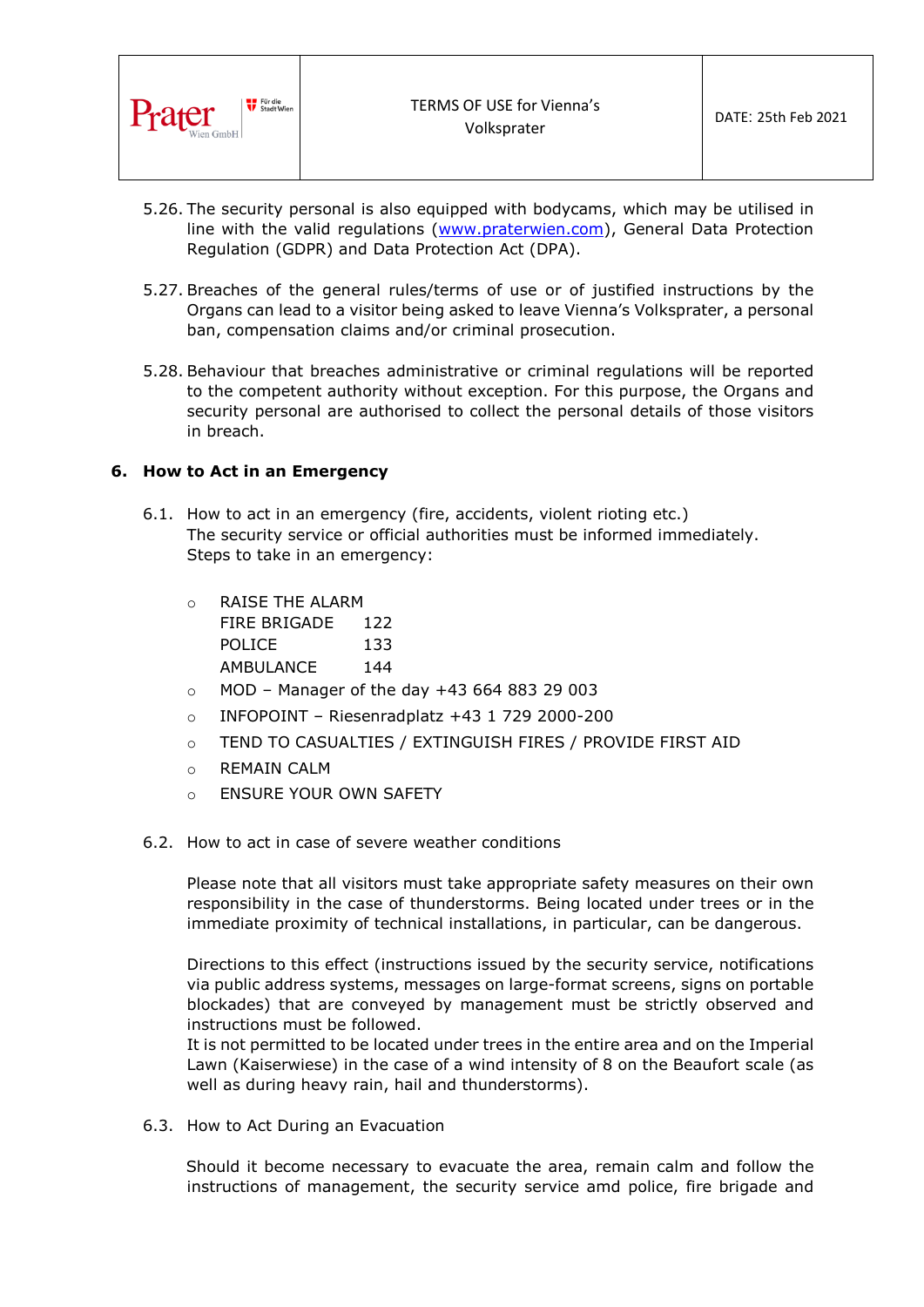5.26. The security personal is also equipped with bodycams, which may be utilised in line with the valid regulations ([www.praterwien.com](http://www.praterwien.com)), General Data Protection Regulation (GDPR) and Data Protection Act (DPA).

5.27. Breaches of the general rules/terms of use or of justified instructions by the Organs can lead to a visitor being asked to leave Vienna's Volksprater, a personal ban, compensation claims and/or criminal prosecution.

5.28. Behaviour that breaches administrative or criminal regulations will be reported to the competent authority without exception. For this purpose, the Organs and security personal are authorised to collect the personal details of those visitors in breach.

## 6. How to Act in an Emergency

6.1. How to act in an emergency (fire, accidents, violent rioting etc.)
The security service or official authorities must be informed immediately.
Steps to take in an emergency:

- RAISE THE ALARM
  FIRE BRIGADE 122
  POLICE 133
  AMBULANCE 144
- MOD – Manager of the day +43 664 883 29 003
- INFOPOINT – Riesenradplatz +43 1 729 2000-200
- TEND TO CASUALTIES / EXTINGUISH FIRES / PROVIDE FIRST AID
- REMAIN CALM
- ENSURE YOUR OWN SAFETY

6.2. How to act in case of severe weather conditions

Please note that all visitors must take appropriate safety measures on their own responsibility in the case of thunderstorms. Being located under trees or in the immediate proximity of technical installations, in particular, can be dangerous.

Directions to this effect (instructions issued by the security service, notifications via public address systems, messages on large-format screens, signs on portable blockades) that are conveyed by management must be strictly observed and instructions must be followed.
It is not permitted to be located under trees in the entire area and on the Imperial Lawn (Kaiserwiese) in the case of a wind intensity of 8 on the Beaufort scale (as well as during heavy rain, hail and thunderstorms).

6.3. How to Act During an Evacuation

Should it become necessary to evacuate the area, remain calm and follow the instructions of management, the security service amd police, fire brigade and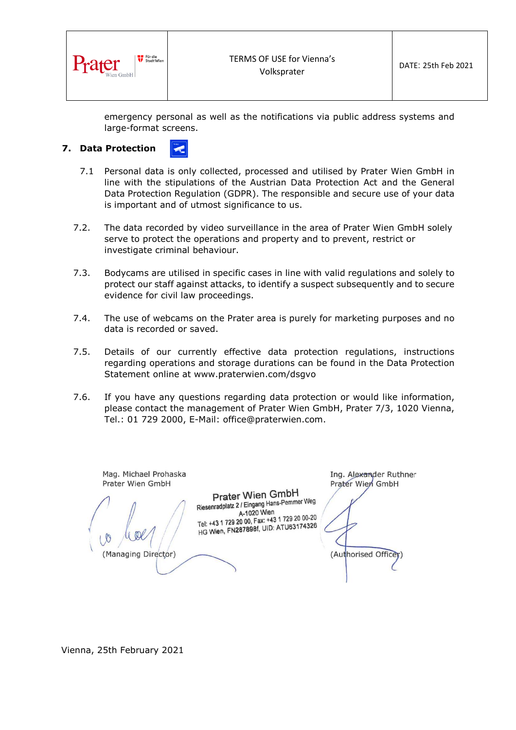emergency personal as well as the notifications via public address systems and large-format screens.

## 7. Data Protection

7.1 Personal data is only collected, processed and utilised by Prater Wien GmbH in line with the stipulations of the Austrian Data Protection Act and the General Data Protection Regulation (GDPR). The responsible and secure use of your data is important and of utmost significance to us.

7.2. The data recorded by video surveillance in the area of Prater Wien GmbH solely serve to protect the operations and property and to prevent, restrict or investigate criminal behaviour.

7.3. Bodycams are utilised in specific cases in line with valid regulations and solely to protect our staff against attacks, to identify a suspect subsequently and to secure evidence for civil law proceedings.

7.4. The use of webcams on the Prater area is purely for marketing purposes and no data is recorded or saved.

7.5. Details of our currently effective data protection regulations, instructions regarding operations and storage durations can be found in the Data Protection Statement online at www.praterwien.com/dsgvo

7.6. If you have any questions regarding data protection or would like information, please contact the management of Prater Wien GmbH, Prater 7/3, 1020 Vienna, Tel.: 01 729 2000, E-Mail: office@praterwien.com.

Mag. Michael Prohaska
Prater Wien GmbH

(Managing Director)

Prater Wien GmbH
Riesenradplatz 2 / Eingang Hans-Pemmer Weg
A-1020 Wien
Tel: +43 1 729 20 00, Fax: +43 1 729 20 00-20
HG Wien, FN287898f, UID: ATU63174326

Ing. Alexander Ruthner
Prater Wien GmbH

(Authorised Officer)

Vienna, 25th February 2021